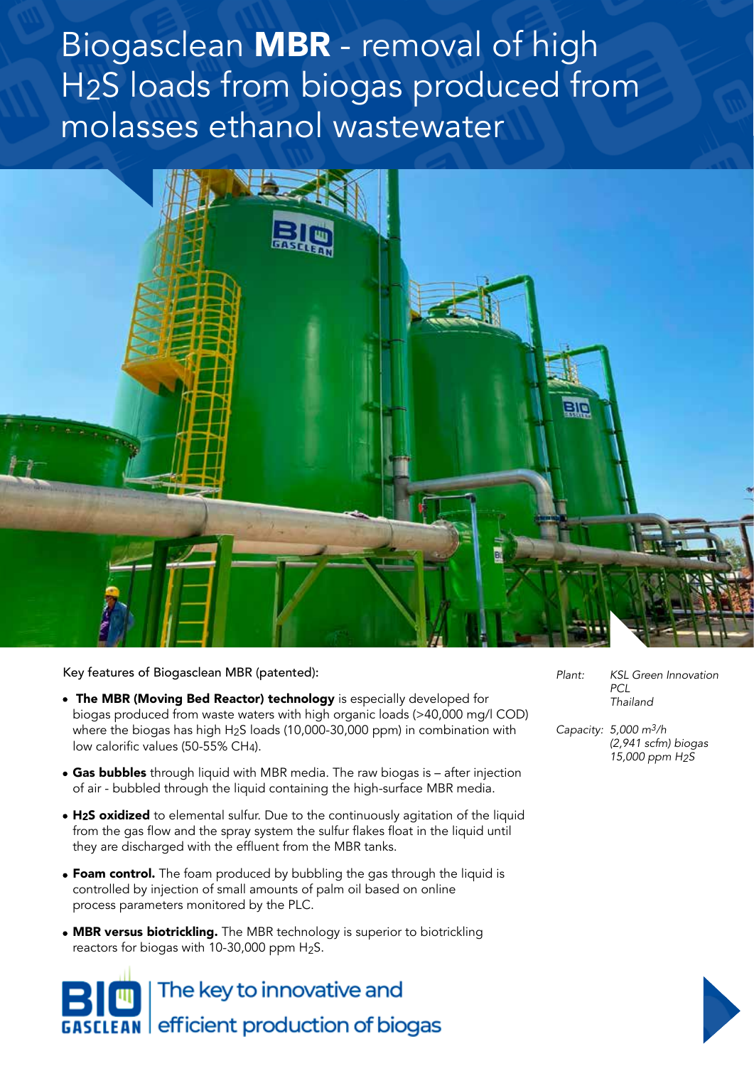# Biogasclean **MBR** - removal of high $H_2S$ loads from biogas produced from molasses ethanol wastewater

Key features of Biogasclean MBR (patented):

- **The MBR (Moving Bed Reactor) technology** is especially developed for biogas produced from waste waters with high organic loads (>40,000 mg/l COD) where the biogas has high $H_2S$ loads (10,000-30,000 ppm) in combination with low calorific values (50-55% $CH_4$).
- **Gas bubbles** through liquid with MBR media. The raw biogas is – after injection of air - bubbled through the liquid containing the high-surface MBR media.
- **$H_2S$ oxidized** to elemental sulfur. Due to the continuously agitation of the liquid from the gas flow and the spray system the sulfur flakes float in the liquid until they are discharged with the effluent from the MBR tanks.
- **Foam control.** The foam produced by bubbling the gas through the liquid is controlled by injection of small amounts of palm oil based on online process parameters monitored by the PLC.
- **MBR versus biotrickling.** The MBR technology is superior to biotrickling reactors for biogas with 10-30,000 ppm $H_2S$.

*Plant:* *KSL Green Innovation PCL Thailand*

*Capacity:* *5,000 $m^3$/h (2,941 scfm) biogas 15,000 ppm $H_2S$*

The key to innovative and efficient production of biogas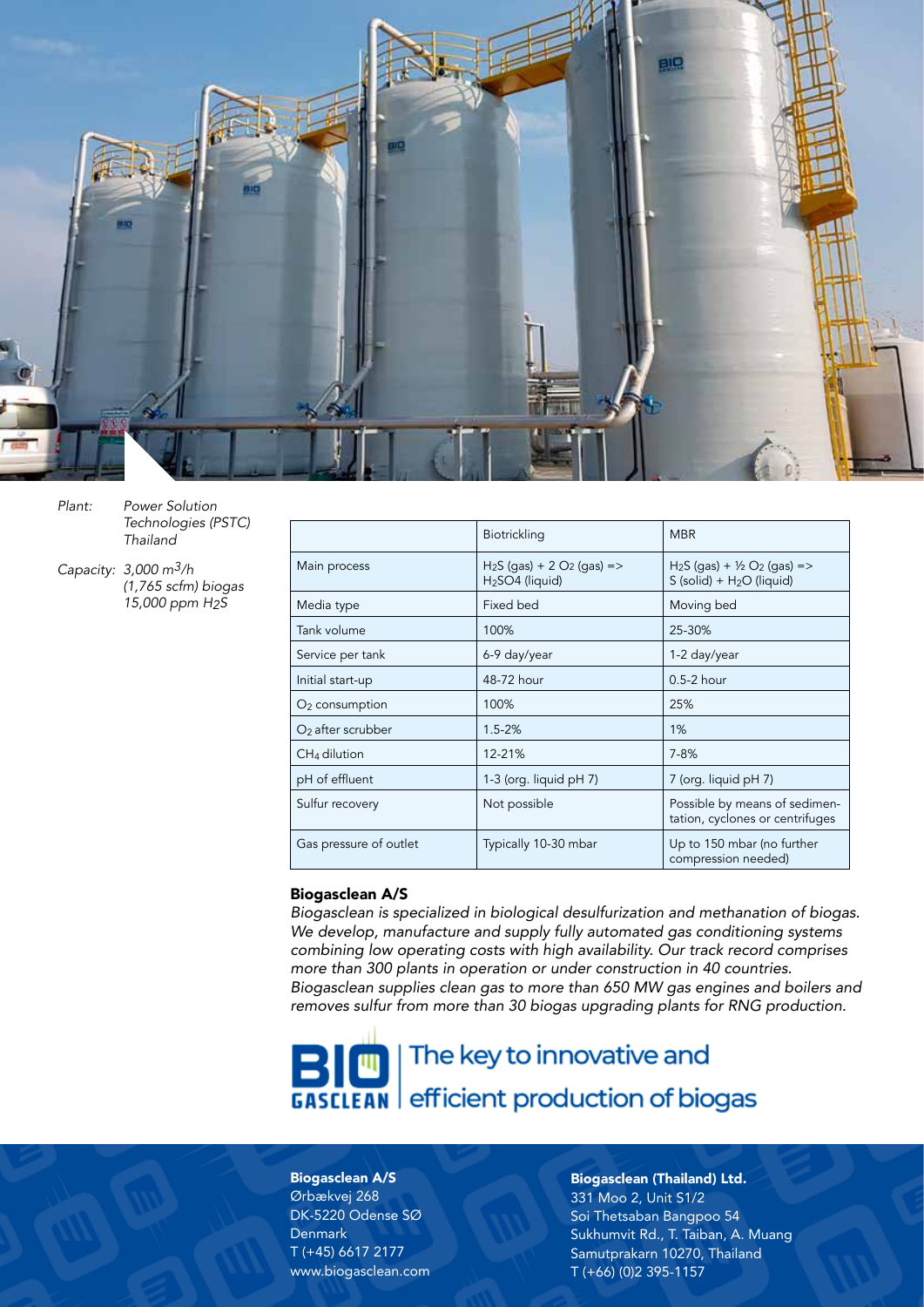*Plant:* *Power Solution Technologies (PSTC) Thailand*

*Capacity:* *3,000 $m^3$/h (1,765 scfm) biogas 15,000 ppm $H_2S$*

| | Biotrickling | MBR |
|---|---|---|
| Main process | $H_2S$ (gas) + 2 $O_2$ (gas) => $H_2SO_4$ (liquid) | $H_2S$ (gas) + ½ $O_2$ (gas) => S (solid) + $H_2O$ (liquid) |
| Media type | Fixed bed | Moving bed |
| Tank volume | 100% | 25-30% |
| Service per tank | 6-9 day/year | 1-2 day/year |
| Initial start-up | 48-72 hour | 0.5-2 hour |
| $O_2$ consumption | 100% | 25% |
| $O_2$ after scrubber | 1.5-2% | 1% |
| $CH_4$ dilution | 12-21% | 7-8% |
| pH of effluent | 1-3 (org. liquid pH 7) | 7 (org. liquid pH 7) |
| Sulfur recovery | Not possible | Possible by means of sedimentation, cyclones or centrifuges |
| Gas pressure of outlet | Typically 10-30 mbar | Up to 150 mbar (no further compression needed) |

**Biogasclean A/S**

*Biogasclean is specialized in biological desulfurization and methanation of biogas. We develop, manufacture and supply fully automated gas conditioning systems combining low operating costs with high availability. Our track record comprises more than 300 plants in operation or under construction in 40 countries. Biogasclean supplies clean gas to more than 650 MW gas engines and boilers and removes sulfur from more than 30 biogas upgrading plants for RNG production.*

BIO GASCLEAN | The key to innovative and efficient production of biogas

**Biogasclean A/S**
Ørbækvej 268
DK-5220 Odense SØ
Denmark
T (+45) 6617 2177
www.biogasclean.com

**Biogasclean (Thailand) Ltd.**
331 Moo 2, Unit S1/2
Soi Thetsaban Bangpoo 54
Sukhumvit Rd., T. Taiban, A. Muang
Samutprakarn 10270, Thailand
T (+66) (0)2 395-1157